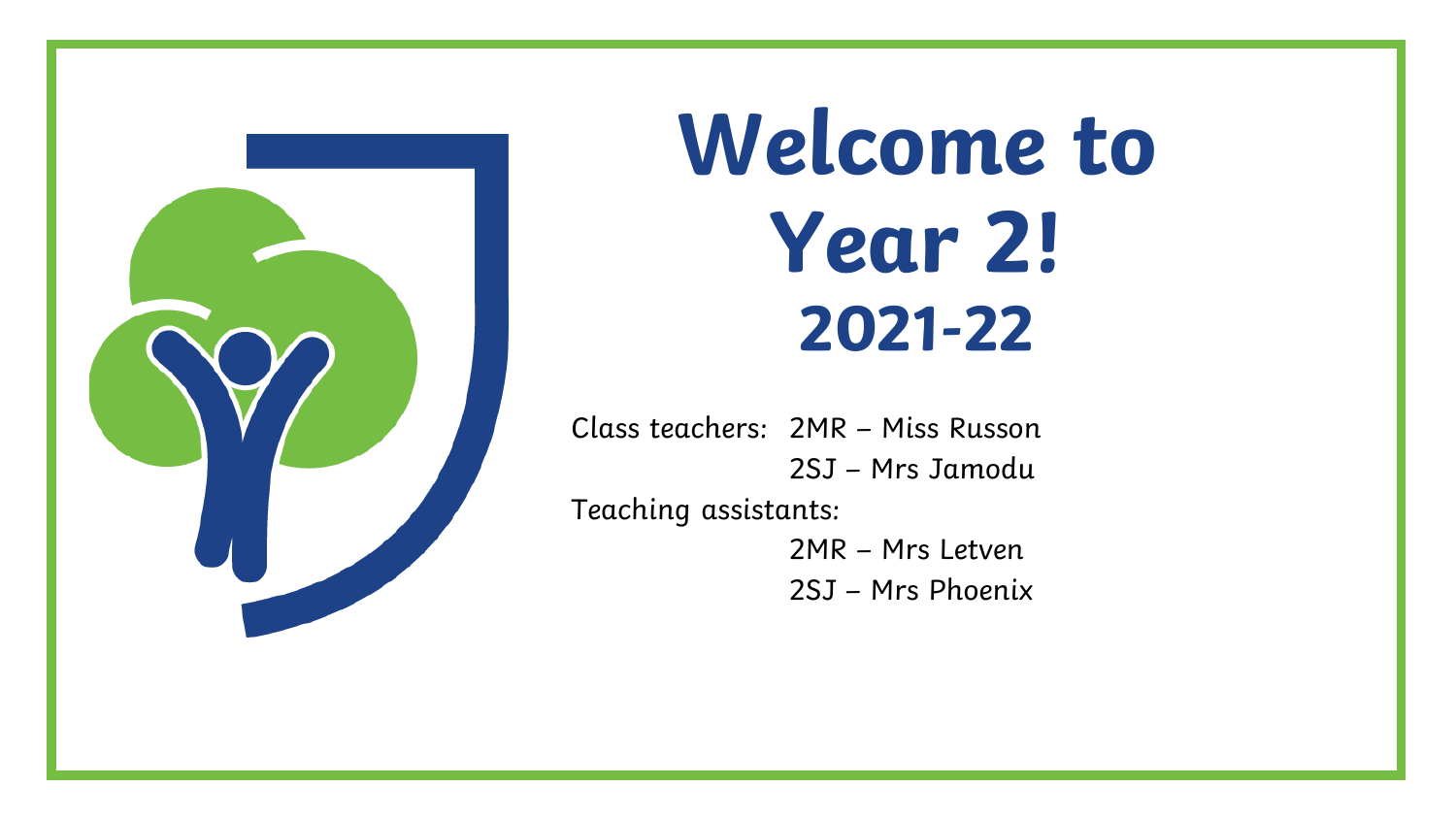# Welcome to Year 2!

## 2021-22

Class teachers: 2MR – Miss Russon

2SJ – Mrs Jamodu

Teaching assistants:

2MR – Mrs Letven

2SJ – Mrs Phoenix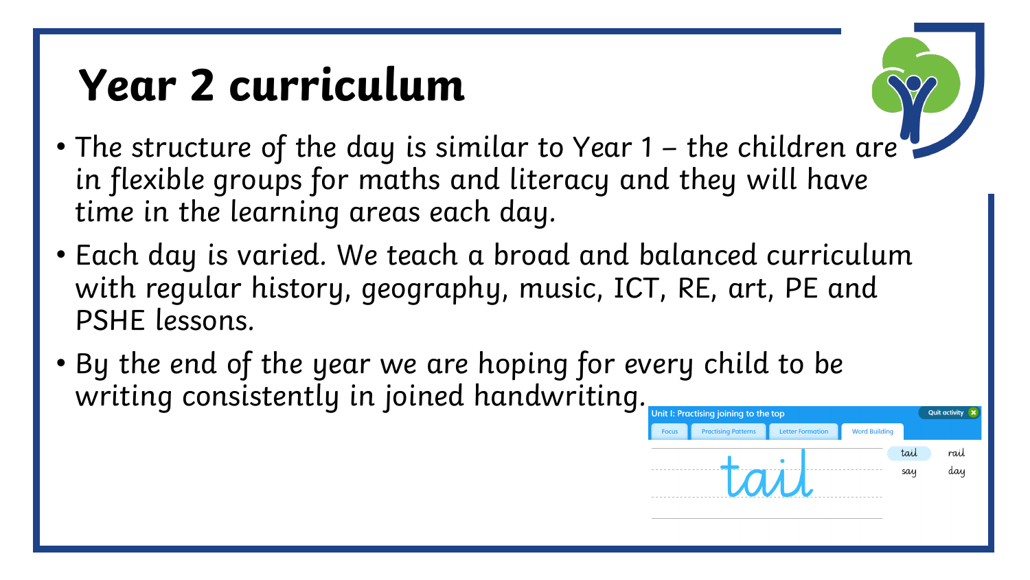# Year 2 curriculum

- The structure of the day is similar to Year 1 – the children are in flexible groups for maths and literacy and they will have time in the learning areas each day.
- Each day is varied. We teach a broad and balanced curriculum with regular history, geography, music, ICT, RE, art, PE and PSHE lessons.
- By the end of the year we are hoping for every child to be writing consistently in joined handwriting.

Unit 1: Practising joining to the top

Quit activity

Focus | Practising Patterns | Letter Formation | Word Building

tail

tail rail
say day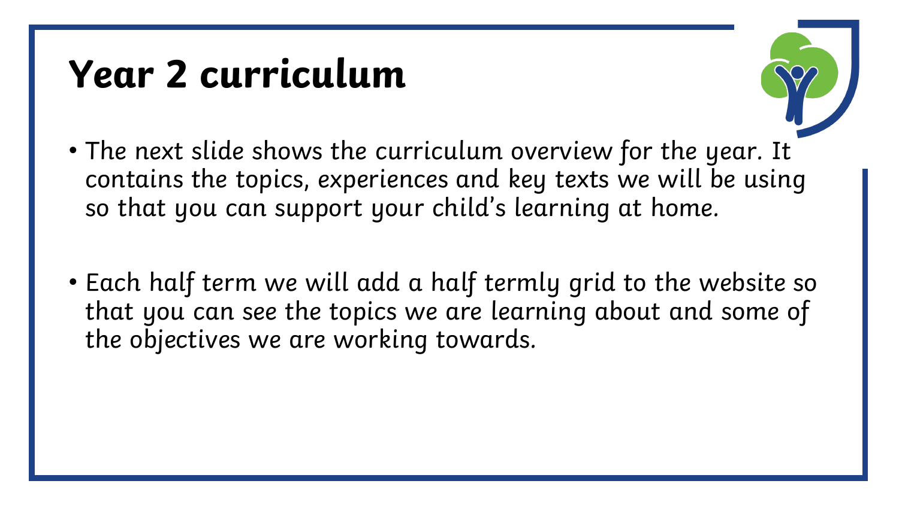# Year 2 curriculum

- The next slide shows the curriculum overview for the year. It contains the topics, experiences and key texts we will be using so that you can support your child's learning at home.

- Each half term we will add a half termly grid to the website so that you can see the topics we are learning about and some of the objectives we are working towards.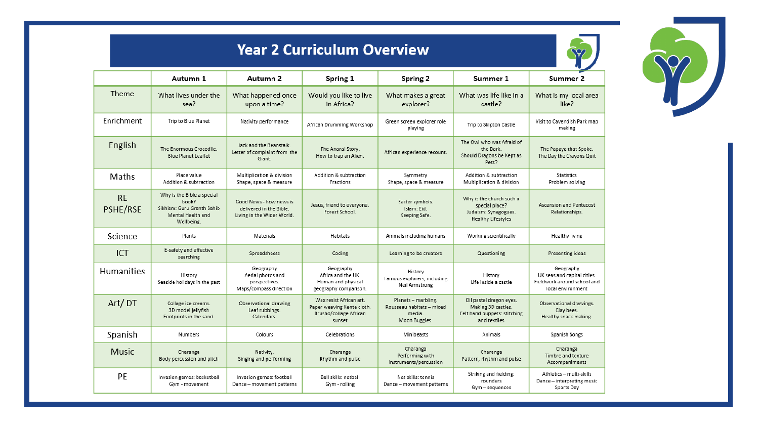# Year 2 Curriculum Overview

| | Autumn 1 | Autumn 2 | Spring 1 | Spring 2 | Summer 1 | Summer 2 |
|---|---|---|---|---|---|---|
| Theme | What lives under the sea? | What happened once upon a time? | Would you like to live in Africa? | What makes a great explorer? | What was life like in a castle? | What is my local area like? |
| Enrichment | Trip to Blue Planet | Nativity performance | African Drumming Workshop | Green screen explorer role playing | Trip to Skipton Castle | Visit to Cavendish Park map making |
| English | The Enormous Crocodile. Blue Planet Leaflet | Jack and the Beanstalk. Letter of complaint from the Giant. | The Anansi Story. How to trap an Alien. | African experience recount. | The Owl who was Afraid of the Dark. Should Dragons be Kept as Pets? | The Papaya that Spoke. The Day the Crayons Quit |
| Maths | Place value Addition & subtraction | Multiplication & division Shape, space & measure | Addition & subtraction Fractions | Symmetry Shape, space & measure | Addition & subtraction Multiplication & division | Statistics Problem solving |
| RE PSHE/RSE | Why is the Bible a special book? Sikhism: Guru Granth Sahib Mental Health and Wellbeing. | Good News - how news is delivered in the Bible. Living in the Wider World. | Jesus, friend to everyone. Forest School. | Easter symbols. Islam: Eid. Keeping Safe. | Why is the church such a special place? Judaism: Synagogues. Healthy Lifestyles | Ascension and Pentecost Relationships. |
| Science | Plants | Materials | Habitats | Animals including humans | Working scientifically | Healthy living |
| ICT | E-safety and effective searching | Spreadsheets | Coding | Learning to be creators | Questioning | Presenting ideas |
| Humanities | History Seaside holidays in the past | Geography Aerial photos and perspectives. Maps/compass direction | Geography Africa and the UK. Human and physical geography comparison. | History Famous explorers, including Neil Armstrong | History Life inside a castle | Geography UK seas and capital cities. Fieldwork around school and local environment |
| Art/ DT | Collage ice creams. 3D model jellyfish Footprints in the sand. | Observational drawing Leaf rubbings. Calendars. | Wax resist African art. Paper weaving Kente cloth. Brusho/collage African sunset | Planets – marbling. Rousseau habitats – mixed media. Moon Buggies. | Oil pastel dragon eyes. Making 3D castles. Felt hand puppets: stitching and textiles | Observational drawings. Clay bees. Healthy snack making. |
| Spanish | Numbers | Colours | Celebrations | Minibeasts | Animals | Spanish Songs |
| Music | Charanga Body percussion and pitch | Nativity. Singing and performing | Charanga Rhythm and pulse | Charanga Performing with instruments/percussion | Charanga Pattern, rhythm and pulse | Charanga Timbre and texture Accompaniments |
| PE | Invasion games: basketball Gym - movement | Invasion games: football Dance – movement patterns | Ball skills: netball Gym - rolling | Net skills: tennis Dance – movement patterns | Striking and fielding: rounders Gym – sequences | Athletics – multi-skills Dance – interpreting music Sports Day |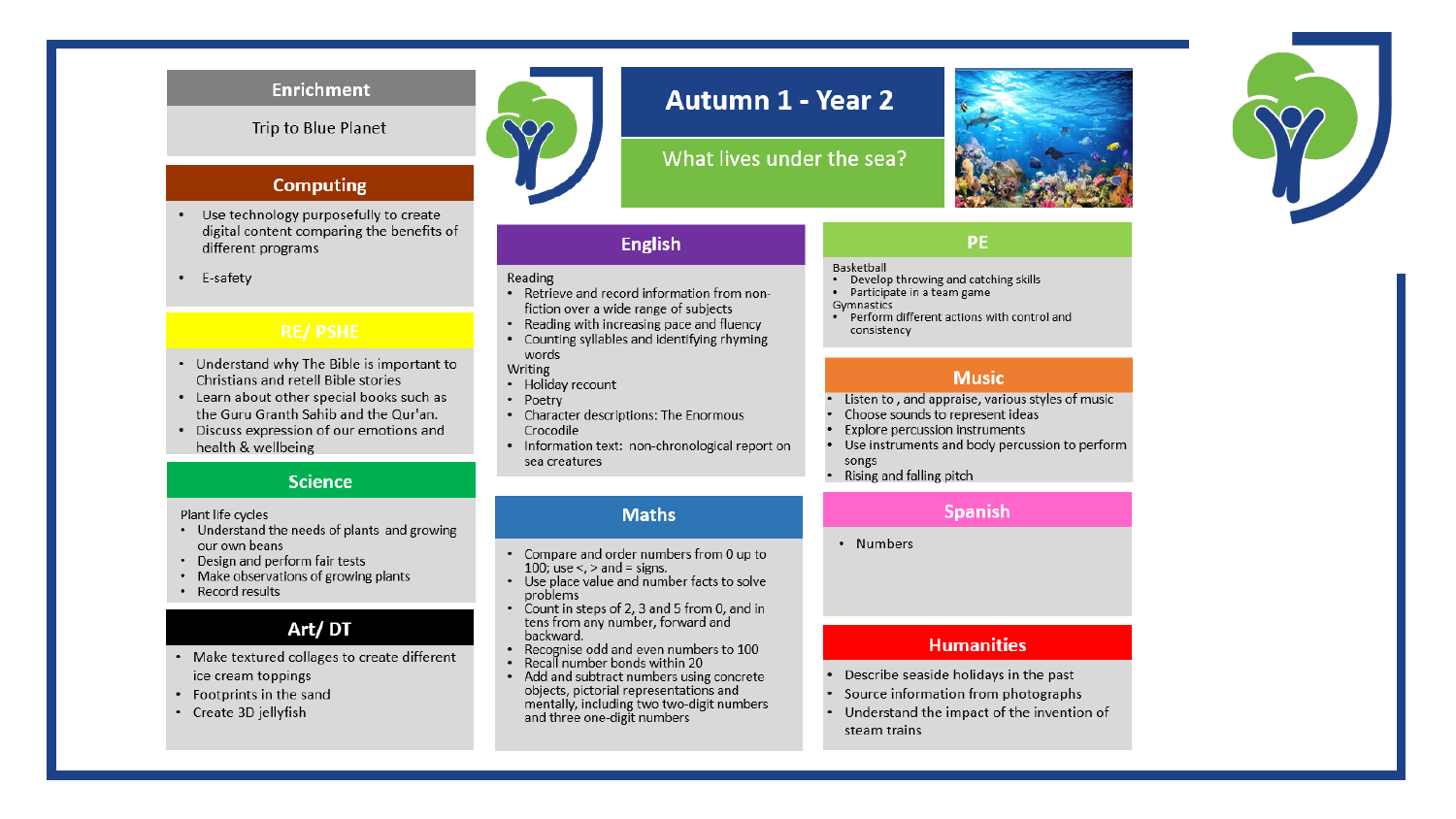# Autumn 1 - Year 2

## What lives under the sea?

### Enrichment

Trip to Blue Planet

### Computing

- Use technology purposefully to create digital content comparing the benefits of different programs
- E-safety

### RE/ PSHE

- Understand why The Bible is important to Christians and retell Bible stories
- Learn about other special books such as the Guru Granth Sahib and the Qur'an.
- Discuss expression of our emotions and health & wellbeing

### Science

Plant life cycles

- Understand the needs of plants and growing our own beans
- Design and perform fair tests
- Make observations of growing plants
- Record results

### Art/ DT

- Make textured collages to create different ice cream toppings
- Footprints in the sand
- Create 3D jellyfish

### English

Reading

- Retrieve and record information from non-fiction over a wide range of subjects
- Reading with increasing pace and fluency
- Counting syllables and identifying rhyming words

Writing

- Holiday recount
- Poetry
- Character descriptions: The Enormous Crocodile
- Information text: non-chronological report on sea creatures

### Maths

- Compare and order numbers from 0 up to 100; use <, > and = signs.
- Use place value and number facts to solve problems
- Count in steps of 2, 3 and 5 from 0, and in tens from any number, forward and backward.
- Recognise odd and even numbers to 100
- Recall number bonds within 20
- Add and subtract numbers using concrete objects, pictorial representations and mentally, including two two-digit numbers and three one-digit numbers

### PE

Basketball

- Develop throwing and catching skills
- Participate in a team game

Gymnastics

- Perform different actions with control and consistency

### Music

- Listen to , and appraise, various styles of music
- Choose sounds to represent ideas
- Explore percussion instruments
- Use instruments and body percussion to perform songs
- Rising and falling pitch

### Spanish

- Numbers

### Humanities

- Describe seaside holidays in the past
- Source information from photographs
- Understand the impact of the invention of steam trains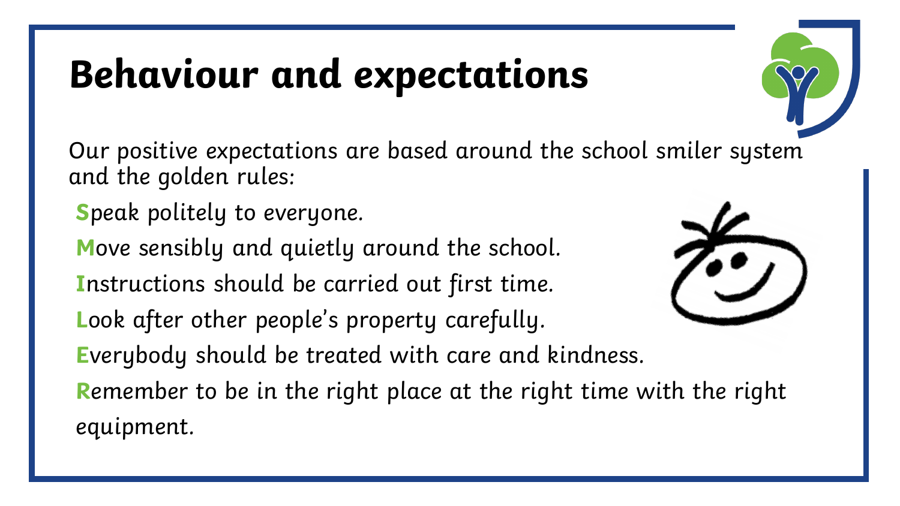# Behaviour and expectations

Our positive expectations are based around the school smiler system and the golden rules:

**S**peak politely to everyone.

**M**ove sensibly and quietly around the school.

**I**nstructions should be carried out first time.

**L**ook after other people's property carefully.

**E**verybody should be treated with care and kindness.

**R**emember to be in the right place at the right time with the right equipment.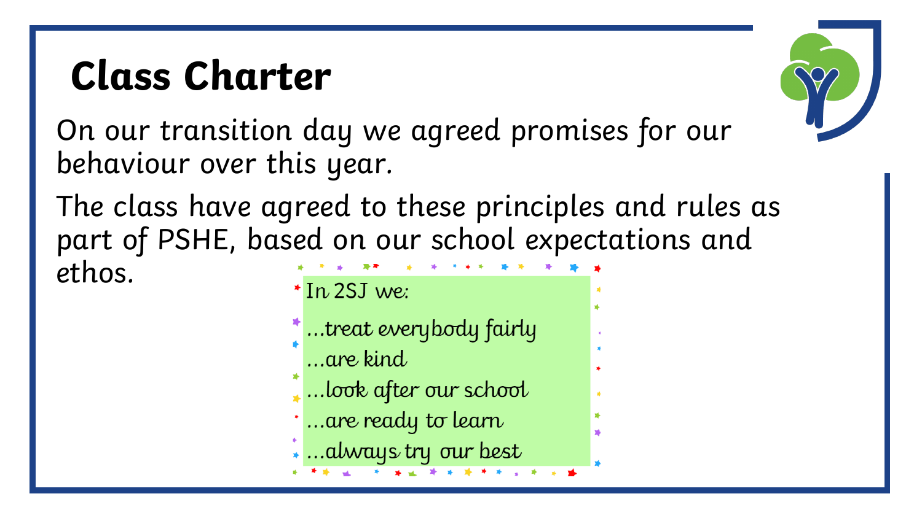# Class Charter

On our transition day we agreed promises for our behaviour over this year.

The class have agreed to these principles and rules as part of PSHE, based on our school expectations and ethos.

In 2SJ we:

...treat everybody fairly

...are kind

...look after our school

...are ready to learn

...always try our best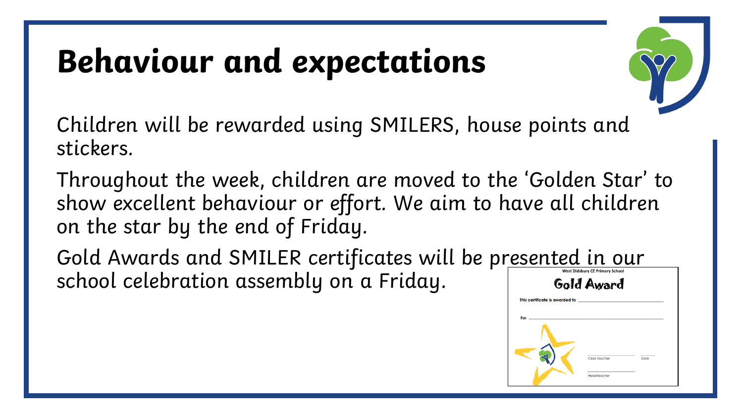# Behaviour and expectations

Children will be rewarded using SMILERS, house points and stickers.

Throughout the week, children are moved to the 'Golden Star' to show excellent behaviour or effort. We aim to have all children on the star by the end of Friday.

Gold Awards and SMILER certificates will be presented in our school celebration assembly on a Friday.

West Didsbury CE Primary School

Gold Award

This certificate is awarded to ______________________

For ______________________

Class teacher

Date

Headteacher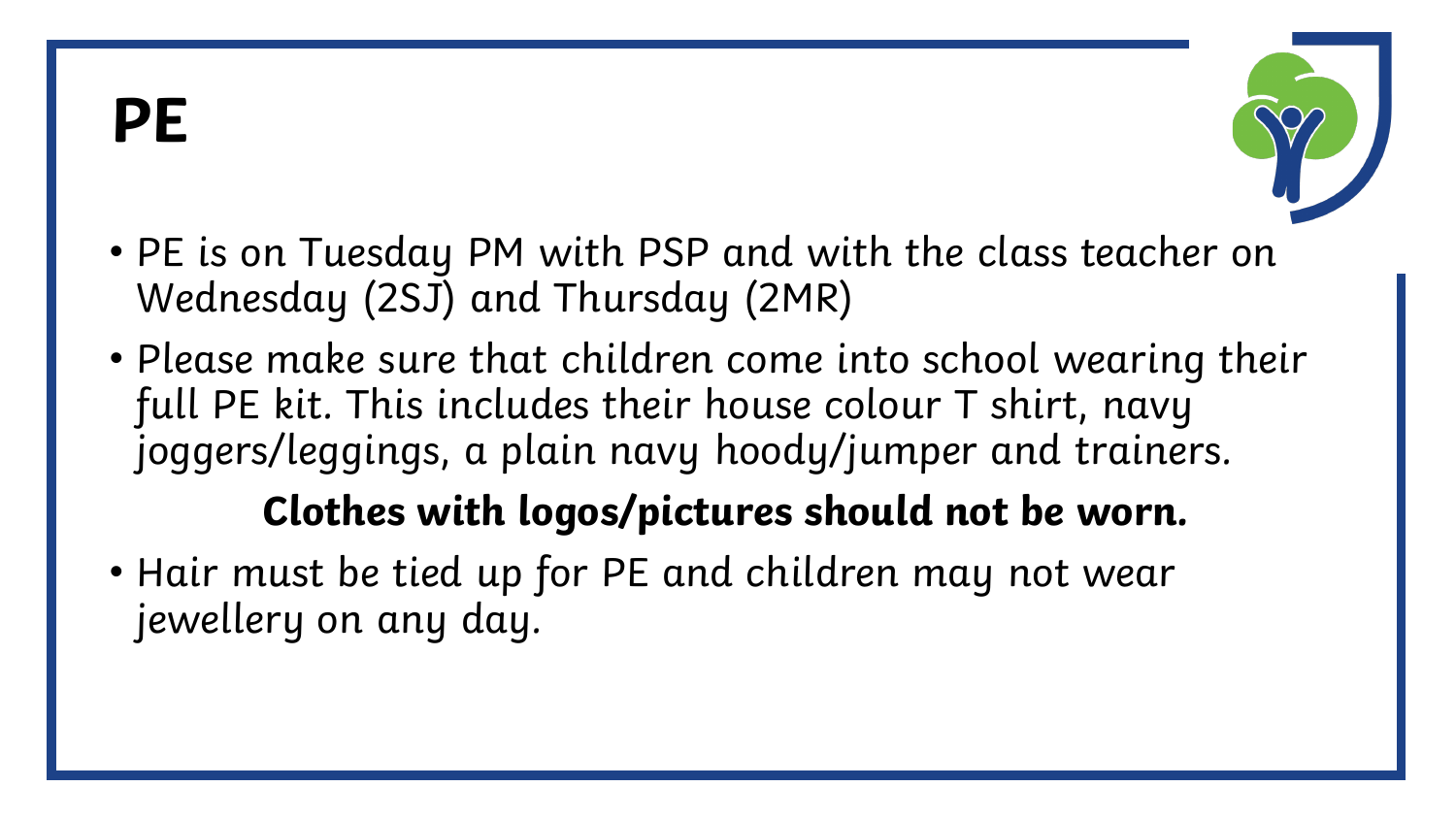# PE

- PE is on Tuesday PM with PSP and with the class teacher on Wednesday (2SJ) and Thursday (2MR)
- Please make sure that children come into school wearing their full PE kit. This includes their house colour T shirt, navy joggers/leggings, a plain navy hoody/jumper and trainers.

**Clothes with logos/pictures should not be worn.**

- Hair must be tied up for PE and children may not wear jewellery on any day.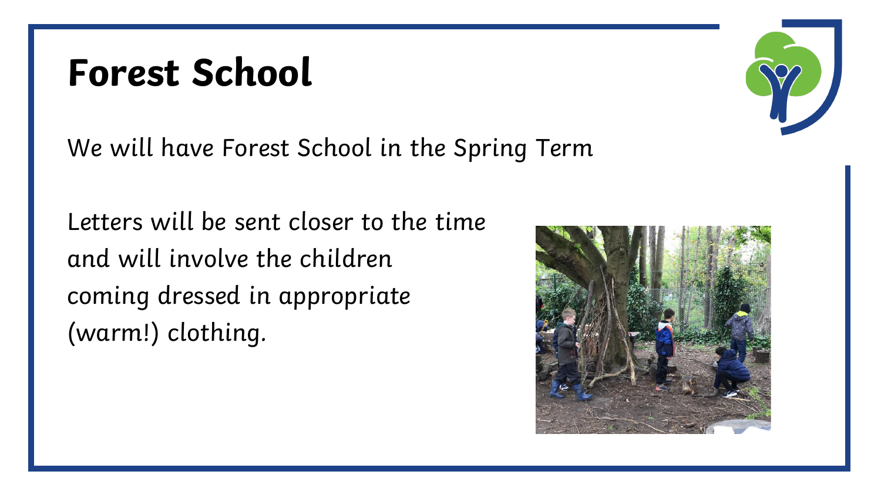# Forest School

We will have Forest School in the Spring Term

Letters will be sent closer to the time and will involve the children coming dressed in appropriate (warm!) clothing.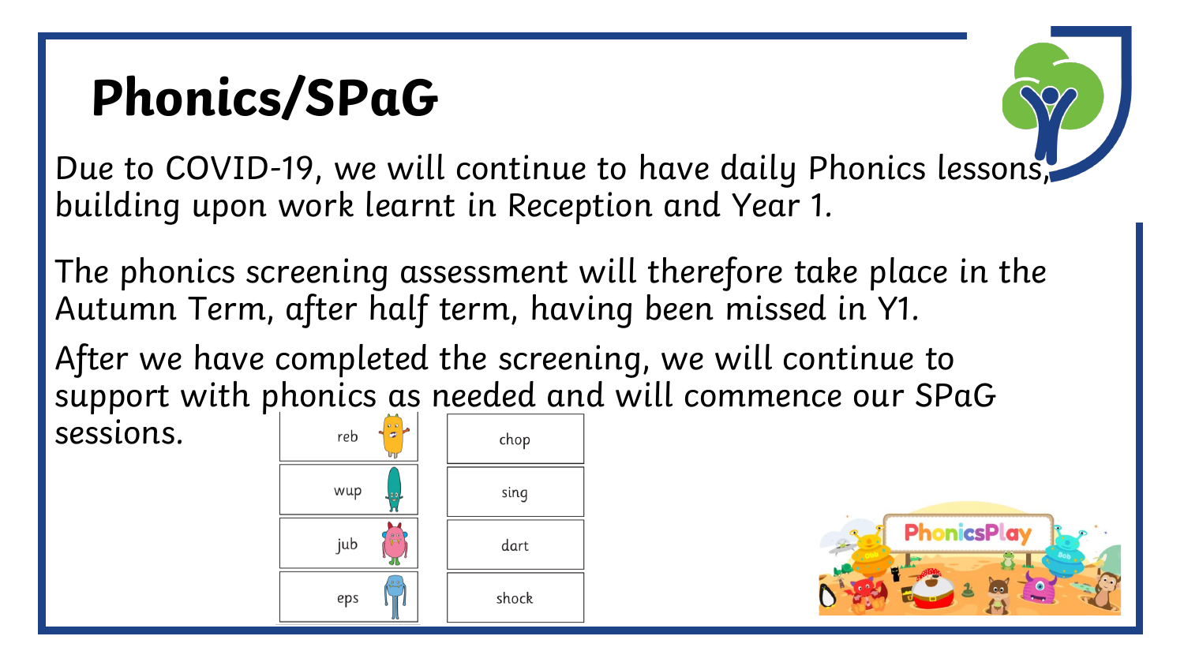# Phonics/SPaG

Due to COVID-19, we will continue to have daily Phonics lessons, building upon work learnt in Reception and Year 1.

The phonics screening assessment will therefore take place in the Autumn Term, after half term, having been missed in Y1.

After we have completed the screening, we will continue to support with phonics as needed and will commence our SPaG sessions.

| | |
|---|---|
| reb | chop |
| wup | sing |
| jub | dart |
| eps | shock |

PhonicsPlay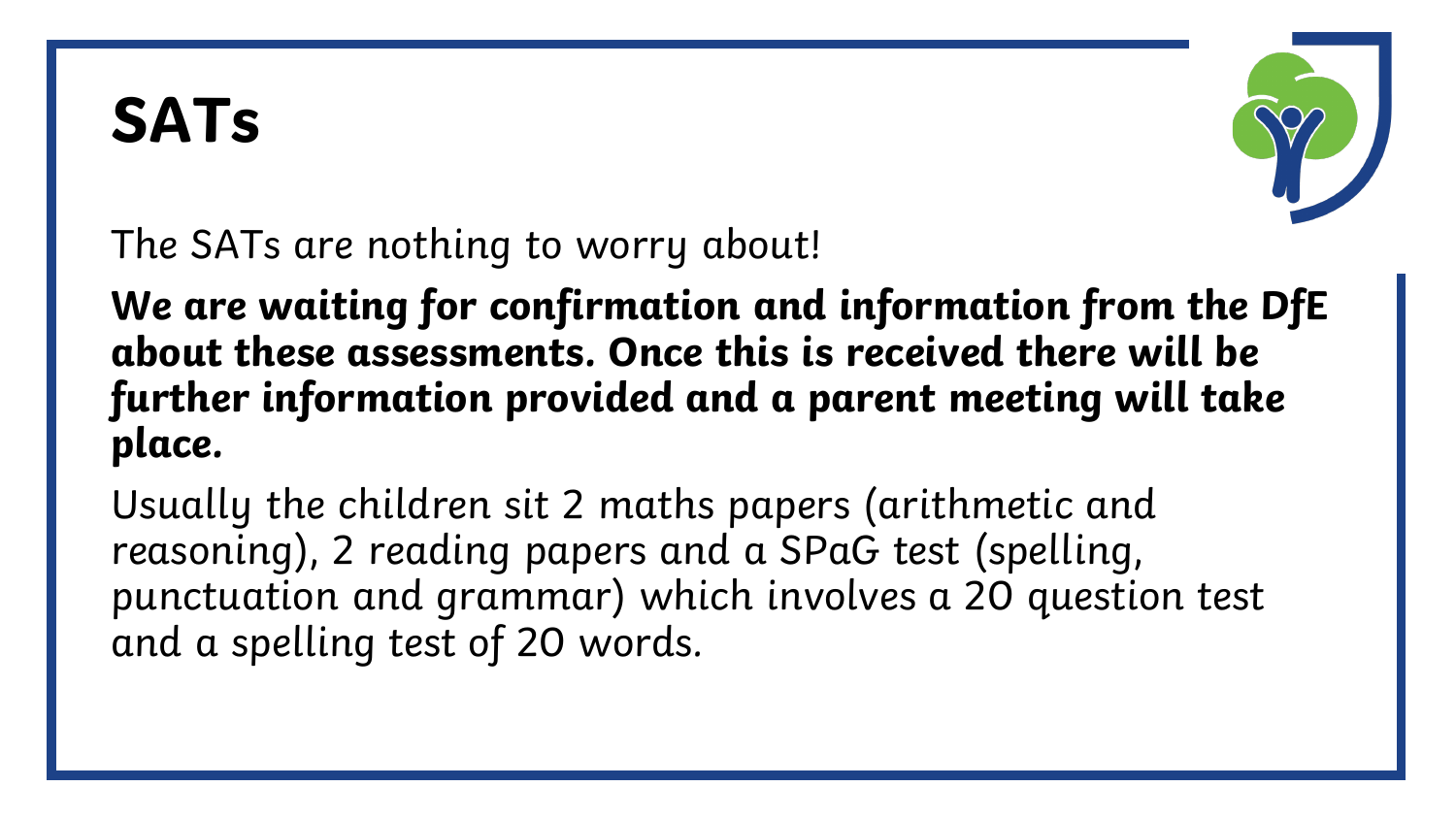# SATs

The SATs are nothing to worry about!

***We are waiting for confirmation and information from the DfE about these assessments. Once this is received there will be further information provided and a parent meeting will take place.***

Usually the children sit 2 maths papers (arithmetic and reasoning), 2 reading papers and a SPaG test (spelling, punctuation and grammar) which involves a 20 question test and a spelling test of 20 words.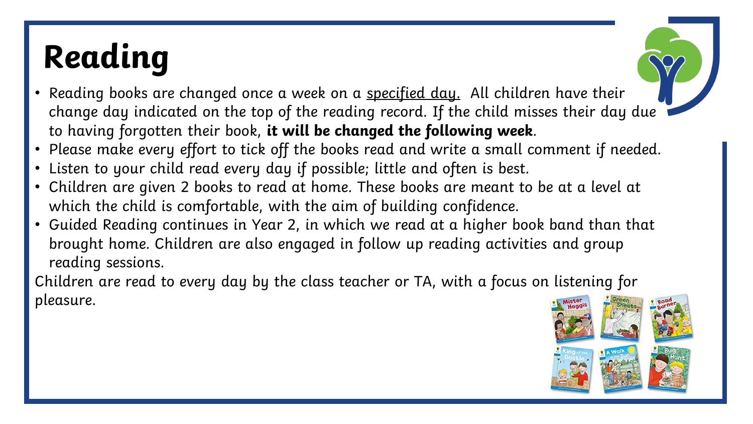# Reading

- Reading books are changed once a week on a specified day. All children have their change day indicated on the top of the reading record. If the child misses their day due to having forgotten their book, **it will be changed the following week**.
- Please make every effort to tick off the books read and write a small comment if needed.
- Listen to your child read every day if possible; little and often is best.
- Children are given 2 books to read at home. These books are meant to be at a level at which the child is comfortable, with the aim of building confidence.
- Guided Reading continues in Year 2, in which we read at a higher book band than that brought home. Children are also engaged in follow up reading activities and group reading sessions.

Children are read to every day by the class teacher or TA, with a focus on listening for pleasure.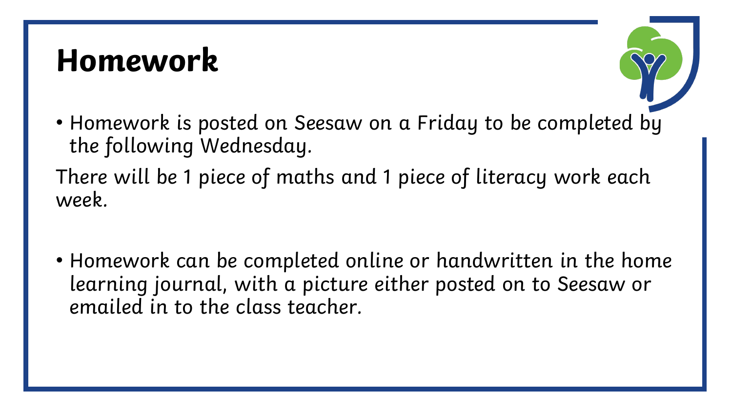# Homework

- Homework is posted on Seesaw on a Friday to be completed by the following Wednesday.

There will be 1 piece of maths and 1 piece of literacy work each week.

- Homework can be completed online or handwritten in the home learning journal, with a picture either posted on to Seesaw or emailed in to the class teacher.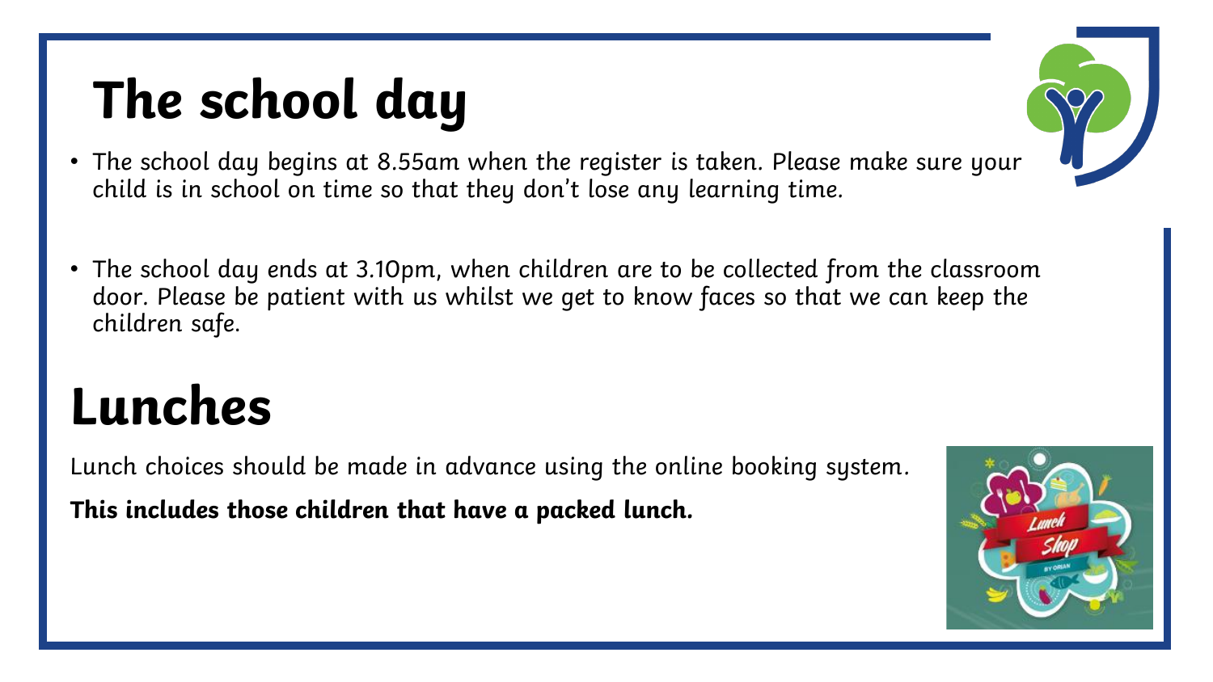# The school day

- The school day begins at 8.55am when the register is taken. Please make sure your child is in school on time so that they don't lose any learning time.
- The school day ends at 3.10pm, when children are to be collected from the classroom door. Please be patient with us whilst we get to know faces so that we can keep the children safe.

# Lunches

Lunch choices should be made in advance using the online booking system.

**This includes those children that have a packed lunch.**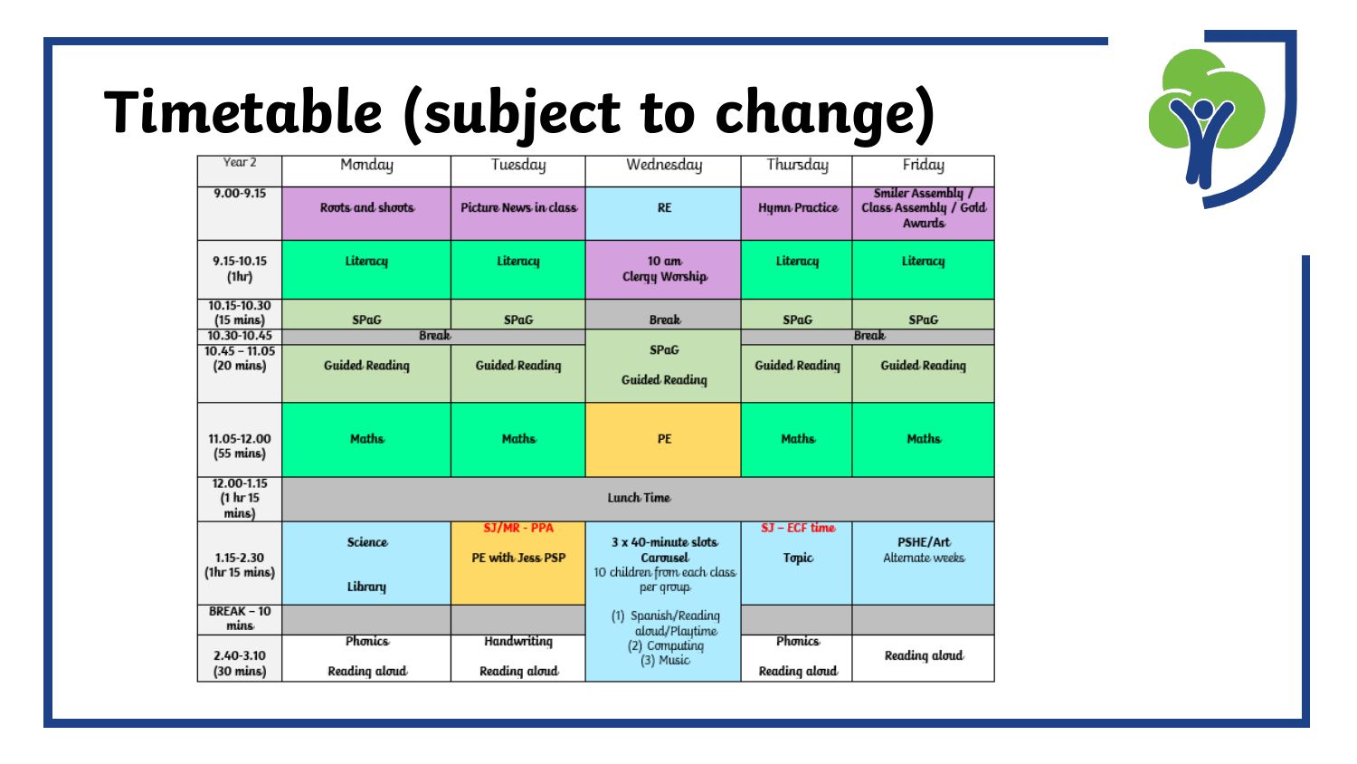# Timetable (subject to change)

| Year 2 | Monday | Tuesday | Wednesday | Thursday | Friday |
|---|---|---|---|---|---|
| 9.00-9.15 | Roots and shoots | Picture News in class | RE | Hymn Practice | Smiler Assembly / Class Assembly / Gold Awards |
| 9.15-10.15 (1hr) | Literacy | Literacy | 10 am Clergy Worship | Literacy | Literacy |
| 10.15-10.30 (15 mins) | SPaG | SPaG | Break | SPaG | SPaG |
| 10.30-10.45 | Break | Break | SPaG | Break | Break |
| 10.45 – 11.05 (20 mins) | Guided Reading | Guided Reading | Guided Reading | Guided Reading | Guided Reading |
| 11.05-12.00 (55 mins) | Maths | Maths | PE | Maths | Maths |
| 12.00-1.15 (1 hr 15 mins) | Lunch Time | | | | |
| 1.15-2.30 (1hr 15 mins) | Science<br>Library | SJ/MR - PPA<br>PE with Jess PSP | 3 x 40-minute slots Carousel<br>10 children from each class per group | SJ – ECF time<br>Topic | PSHE/Art<br>Alternate weeks |
| BREAK – 10 mins | | | (1) Spanish/Reading aloud/Playtime<br>(2) Computing<br>(3) Music | | |
| 2.40-3.10 (30 mins) | Phonics<br>Reading aloud | Handwriting<br>Reading aloud | | Phonics<br>Reading aloud | Reading aloud |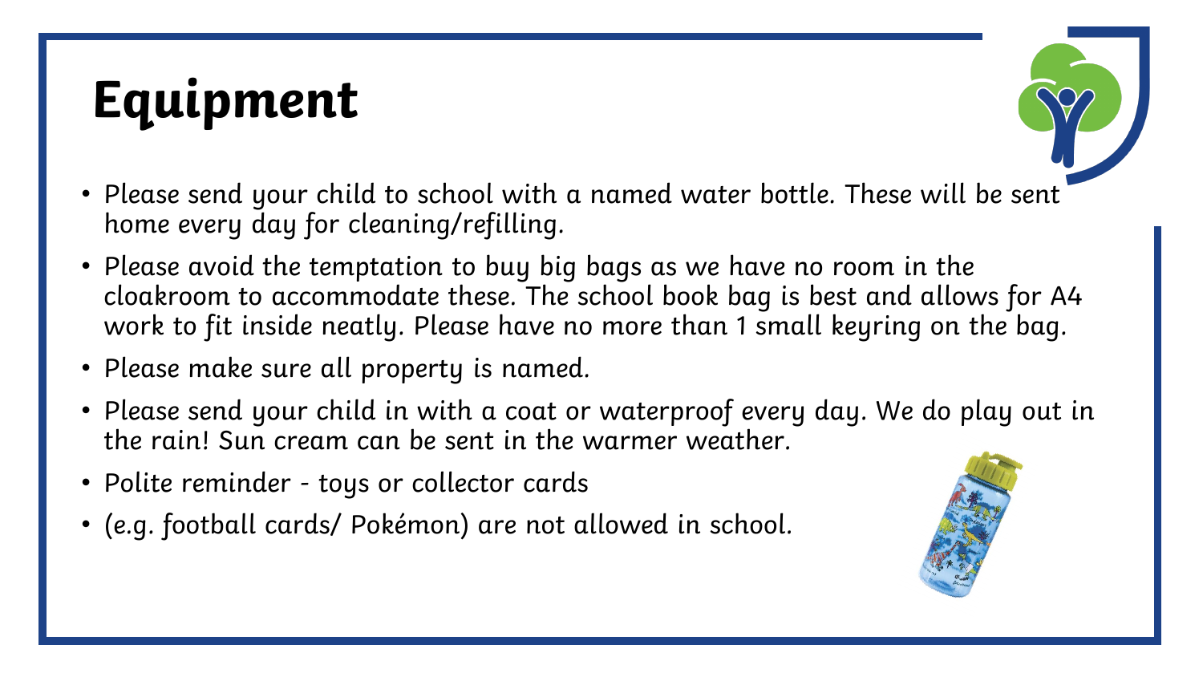# Equipment

- Please send your child to school with a named water bottle. These will be sent home every day for cleaning/refilling.
- Please avoid the temptation to buy big bags as we have no room in the cloakroom to accommodate these. The school book bag is best and allows for A4 work to fit inside neatly. Please have no more than 1 small keyring on the bag.
- Please make sure all property is named.
- Please send your child in with a coat or waterproof every day. We do play out in the rain! Sun cream can be sent in the warmer weather.
- Polite reminder - toys or collector cards
- (e.g. football cards/ Pokémon) are not allowed in school.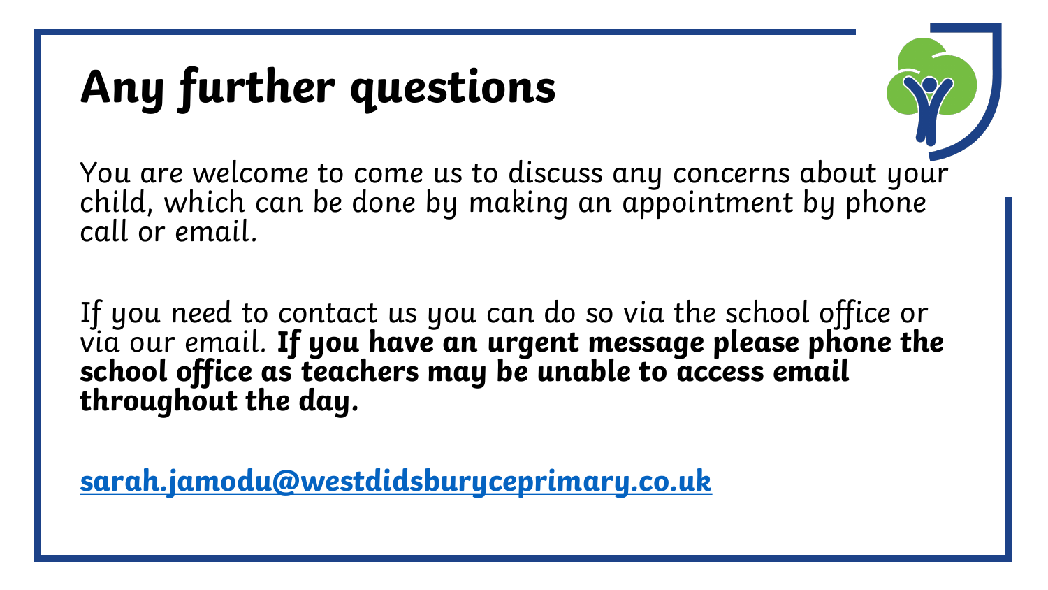# Any further questions

You are welcome to come us to discuss any concerns about your child, which can be done by making an appointment by phone call or email.

If you need to contact us you can do so via the school office or via our email. **If you have an urgent message please phone the school office as teachers may be unable to access email throughout the day.**

**sarah.jamodu@westdidsburyceprimary.co.uk**